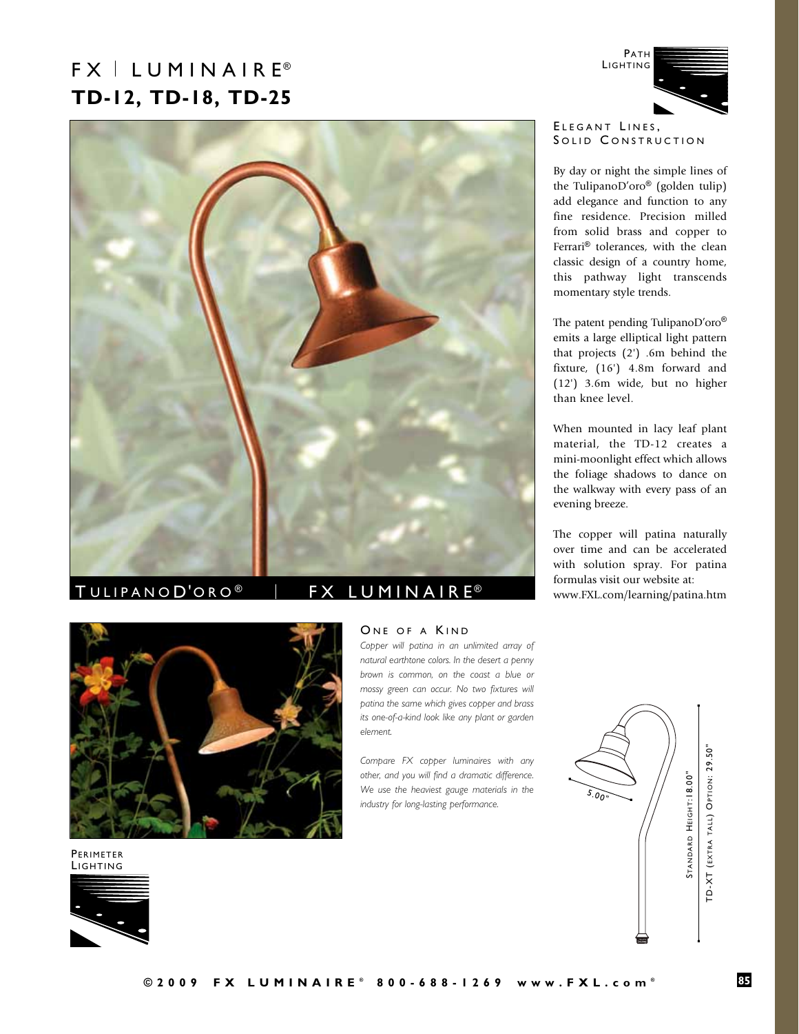# FX | LUMINAIRE®

## TD-12, TD-18, TD-25

Path Lighting

TulipanoD'oro® | FX LUMINAIRE®

### Elegant Lines, Solid Construction

By day or night the simple lines of the TulipanoD'oro® (golden tulip) add elegance and function to any fine residence. Precision milled from solid brass and copper to Ferrari® tolerances, with the clean classic design of a country home, this pathway light transcends momentary style trends.

The patent pending TulipanoD'oro® emits a large elliptical light pattern that projects (2') .6m behind the fixture, (16') 4.8m forward and (12') 3.6m wide, but no higher than knee level.

When mounted in lacy leaf plant material, the TD-12 creates a mini-moonlight effect which allows the foliage shadows to dance on the walkway with every pass of an evening breeze.

The copper will patina naturally over time and can be accelerated with solution spray. For patina formulas visit our website at: www.FXL.com/learning/patina.htm

### One of a Kind

*Copper will patina in an unlimited array of natural earthtone colors. In the desert a penny brown is common, on the coast a blue or mossy green can occur. No two fixtures will patina the same which gives copper and brass its one-of-a-kind look like any plant or garden element.*

*Compare FX copper luminaires with any other, and you will find a dramatic difference. We use the heaviest gauge materials in the industry for long-lasting performance.*

5.00"

Standard Height: 18.00"

TD-XT (extra tall) Option: 29.50"

Perimeter Lighting

©2009 FX LUMINAIRE® 800-688-1269 www.FXL.com®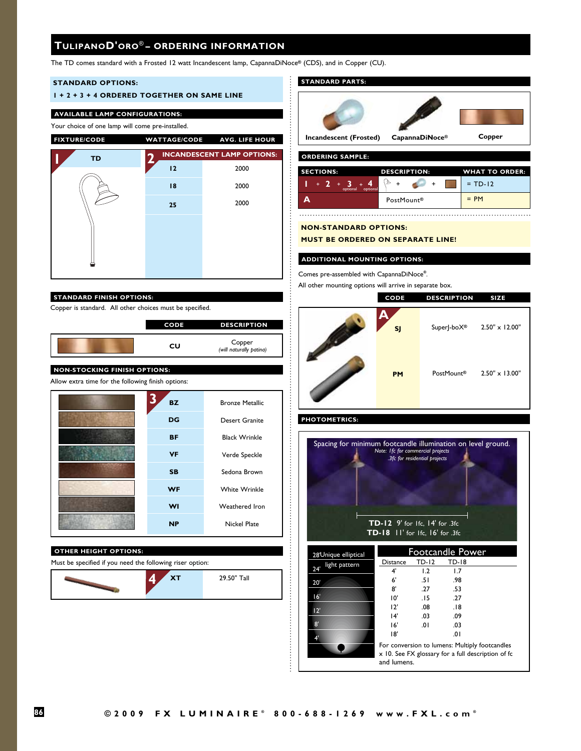# TulipanoD'oro® – Ordering Information

The TD comes standard with a Frosted 12 watt Incandescent lamp, CapannaDiNoce® (CDS), and in Copper (CU).

## STANDARD OPTIONS:
**1 + 2 + 3 + 4 ORDERED TOGETHER ON SAME LINE**

### AVAILABLE LAMP CONFIGURATIONS:

Your choice of one lamp will come pre-installed.

| FIXTURE/CODE | WATTAGE/CODE | AVG. LIFE HOUR |
|---|---|---|
| 1 TD | 2 INCANDESCENT LAMP OPTIONS: | |
| | 12 | 2000 |
| | 18 | 2000 |
| | 25 | 2000 |

### STANDARD FINISH OPTIONS:

Copper is standard. All other choices must be specified.

| CODE | DESCRIPTION |
|---|---|
| CU | Copper *(will naturally patina)* |

### NON-STOCKING FINISH OPTIONS:

Allow extra time for the following finish options:

| 3 CODE | DESCRIPTION |
|---|---|
| BZ | Bronze Metallic |
| DG | Desert Granite |
| BF | Black Wrinkle |
| VF | Verde Speckle |
| SB | Sedona Brown |
| WF | White Wrinkle |
| WI | Weathered Iron |
| NP | Nickel Plate |

### OTHER HEIGHT OPTIONS:

Must be specified if you need the following riser option:

| 4 CODE | DESCRIPTION |
|---|---|
| XT | 29.50" Tall |

### STANDARD PARTS:

Incandescent (Frosted) | CapannaDiNoce® | Copper

### ORDERING SAMPLE:

| SECTIONS: | DESCRIPTION: | WHAT TO ORDER: |
|---|---|---|
| 1 + 2 + 3 (optional) + 4 (optional) | + + | = TD-12 |
| A | PostMount® | = PM |

## NON-STANDARD OPTIONS:
**MUST BE ORDERED ON SEPARATE LINE!**

### ADDITIONAL MOUNTING OPTIONS:

Comes pre-assembled with CapannaDiNoce®.

All other mounting options will arrive in separate box.

| A CODE | DESCRIPTION | SIZE |
|---|---|---|
| SJ | SuperJ-boX® | 2.50" x 12.00" |
| PM | PostMount® | 2.50" x 13.00" |

### PHOTOMETRICS:

Spacing for minimum footcandle illumination on level ground.
*Note: 1fc for commercial projects*
*.3fc for residential projects*

TD-12 9' for 1fc, 14' for .3fc
TD-18 11' for 1fc, 16' for .3fc

28' Unique elliptical light pattern
24'
20'
16'
12'
8'
4'

**Footcandle Power**

| Distance | TD-12 | TD-18 |
|---|---|---|
| 4' | 1.2 | 1.7 |
| 6' | .51 | .98 |
| 8' | .27 | .53 |
| 10' | .15 | .27 |
| 12' | .08 | .18 |
| 14' | .03 | .09 |
| 16' | .01 | .03 |
| 18' | | .01 |

For conversion to lumens: Multiply footcandles x 10. See FX glossary for a full description of fc and lumens.

©2009 FX LUMINAIRE® 800-688-1269 www.FXL.com®